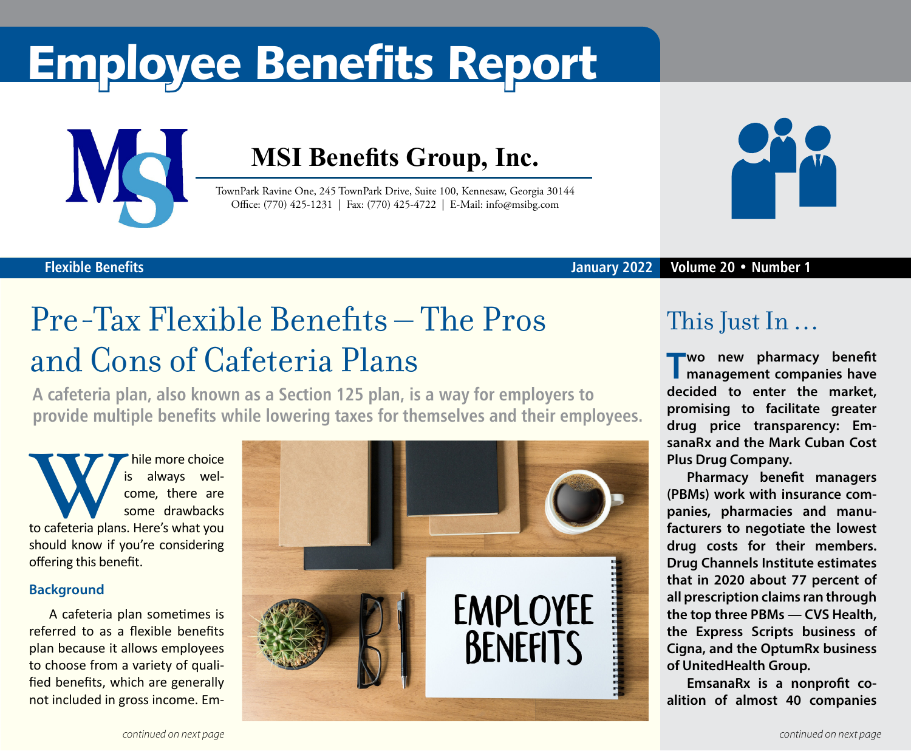# Employee Benefits Report

**MSI Benefits Group, Inc.**

TownPark Ravine One, 245 TownPark Drive, Suite 100, Kennesaw, Georgia 30144
Office: (770) 425-1231 | Fax: (770) 425-4722 | E-Mail: info@msibg.com

Flexible Benefits — January 2022 — Volume 20 • Number 1

## Pre-Tax Flexible Benefits – The Pros and Cons of Cafeteria Plans

**A cafeteria plan, also known as a Section 125 plan, is a way for employers to provide multiple benefits while lowering taxes for themselves and their employees.**

While more choice is always welcome, there are some drawbacks to cafeteria plans. Here's what you should know if you're considering offering this benefit.

### Background

A cafeteria plan sometimes is referred to as a flexible benefits plan because it allows employees to choose from a variety of qualified benefits, which are generally not included in gross income. Em-

*continued on next page*

## This Just In …

**Two new pharmacy benefit management companies have decided to enter the market, promising to facilitate greater drug price transparency: EmsanaRx and the Mark Cuban Cost Plus Drug Company.**

**Pharmacy benefit managers (PBMs) work with insurance companies, pharmacies and manufacturers to negotiate the lowest drug costs for their members. Drug Channels Institute estimates that in 2020 about 77 percent of all prescription claims ran through the top three PBMs — CVS Health, the Express Scripts business of Cigna, and the OptumRx business of UnitedHealth Group.**

**EmsanaRx is a nonprofit coalition of almost 40 companies**

*continued on next page*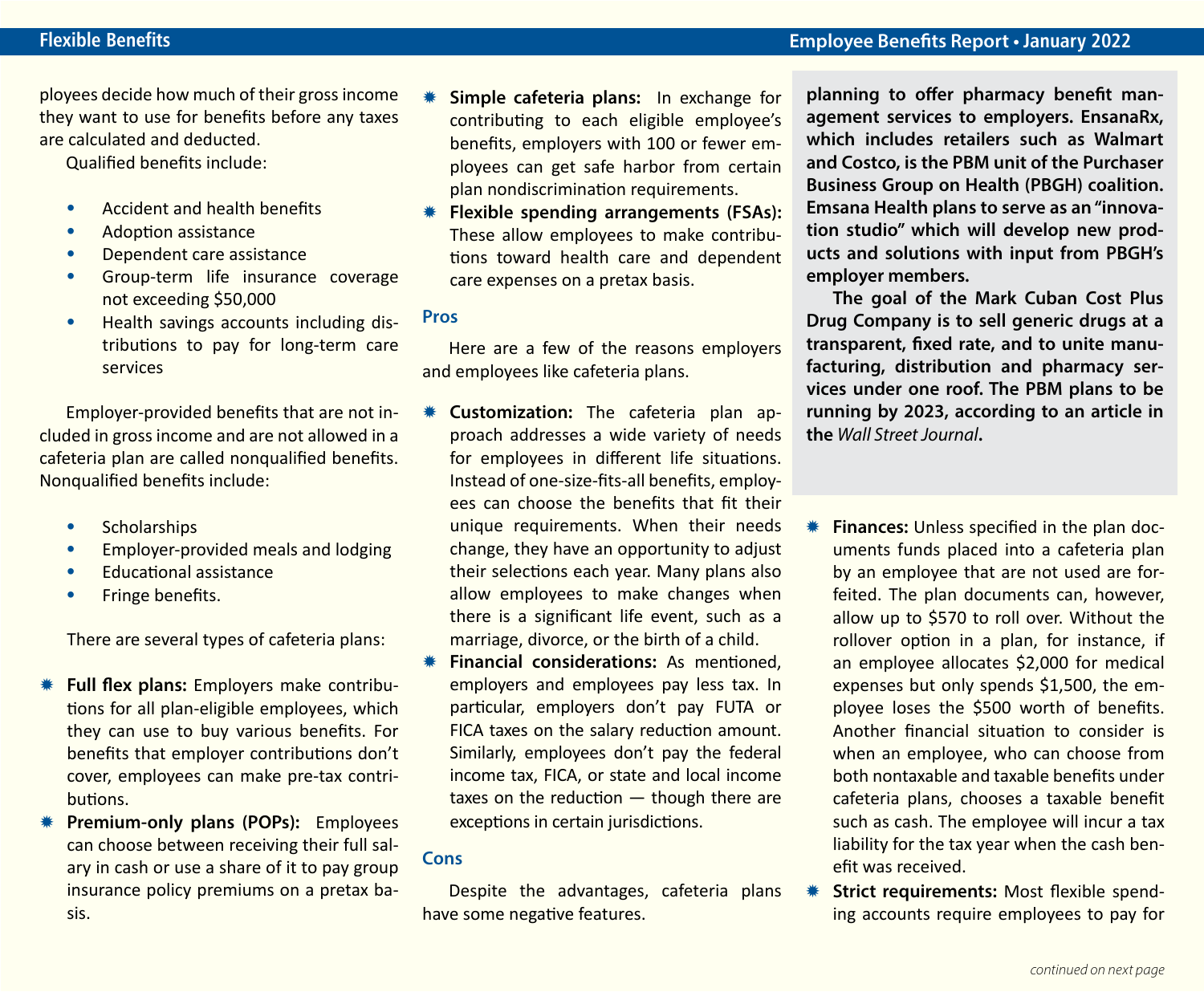ployees decide how much of their gross income they want to use for benefits before any taxes are calculated and deducted.

Qualified benefits include:

- Accident and health benefits
- Adoption assistance
- Dependent care assistance
- Group-term life insurance coverage not exceeding $50,000
- Health savings accounts including distributions to pay for long-term care services

Employer-provided benefits that are not included in gross income and are not allowed in a cafeteria plan are called nonqualified benefits. Nonqualified benefits include:

- Scholarships
- Employer-provided meals and lodging
- Educational assistance
- Fringe benefits.

There are several types of cafeteria plans:

- **Full flex plans:** Employers make contributions for all plan-eligible employees, which they can use to buy various benefits. For benefits that employer contributions don't cover, employees can make pre-tax contributions.
- **Premium-only plans (POPs):** Employees can choose between receiving their full salary in cash or use a share of it to pay group insurance policy premiums on a pretax basis.
- **Simple cafeteria plans:** In exchange for contributing to each eligible employee's benefits, employers with 100 or fewer employees can get safe harbor from certain plan nondiscrimination requirements.
- **Flexible spending arrangements (FSAs):** These allow employees to make contributions toward health care and dependent care expenses on a pretax basis.

### Pros

Here are a few of the reasons employers and employees like cafeteria plans.

- **Customization:** The cafeteria plan approach addresses a wide variety of needs for employees in different life situations. Instead of one-size-fits-all benefits, employees can choose the benefits that fit their unique requirements. When their needs change, they have an opportunity to adjust their selections each year. Many plans also allow employees to make changes when there is a significant life event, such as a marriage, divorce, or the birth of a child.
- **Financial considerations:** As mentioned, employers and employees pay less tax. In particular, employers don't pay FUTA or FICA taxes on the salary reduction amount. Similarly, employees don't pay the federal income tax, FICA, or state and local income taxes on the reduction — though there are exceptions in certain jurisdictions.

### Cons

Despite the advantages, cafeteria plans have some negative features.

- **Finances:** Unless specified in the plan documents funds placed into a cafeteria plan by an employee that are not used are forfeited. The plan documents can, however, allow up to $570 to roll over. Without the rollover option in a plan, for instance, if an employee allocates $2,000 for medical expenses but only spends $1,500, the employee loses the $500 worth of benefits. Another financial situation to consider is when an employee, who can choose from both nontaxable and taxable benefits under cafeteria plans, chooses a taxable benefit such as cash. The employee will incur a tax liability for the tax year when the cash benefit was received.
- **Strict requirements:** Most flexible spending accounts require employees to pay for

**planning to offer pharmacy benefit management services to employers. EnsanaRx, which includes retailers such as Walmart and Costco, is the PBM unit of the Purchaser Business Group on Health (PBGH) coalition. Emsana Health plans to serve as an "innovation studio" which will develop new products and solutions with input from PBGH's employer members.**

**The goal of the Mark Cuban Cost Plus Drug Company is to sell generic drugs at a transparent, fixed rate, and to unite manufacturing, distribution and pharmacy services under one roof. The PBM plans to be running by 2023, according to an article in the *Wall Street Journal*.**

*continued on next page*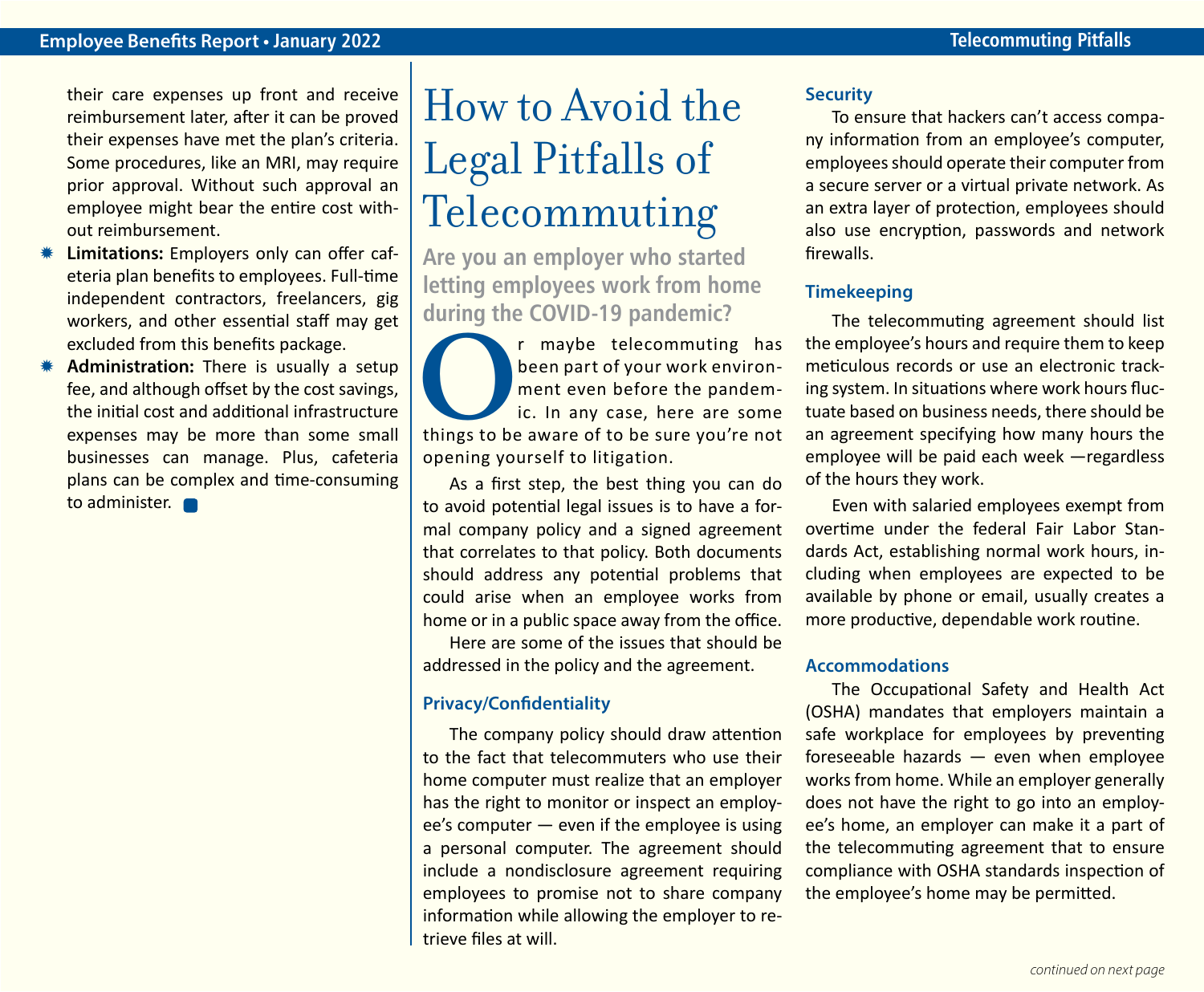their care expenses up front and receive reimbursement later, after it can be proved their expenses have met the plan's criteria. Some procedures, like an MRI, may require prior approval. Without such approval an employee might bear the entire cost without reimbursement.

- **Limitations:** Employers only can offer cafeteria plan benefits to employees. Full-time independent contractors, freelancers, gig workers, and other essential staff may get excluded from this benefits package.
- **Administration:** There is usually a setup fee, and although offset by the cost savings, the initial cost and additional infrastructure expenses may be more than some small businesses can manage. Plus, cafeteria plans can be complex and time-consuming to administer.

# How to Avoid the Legal Pitfalls of Telecommuting

**Are you an employer who started letting employees work from home during the COVID-19 pandemic?**

Or maybe telecommuting has been part of your work environment even before the pandemic. In any case, here are some things to be aware of to be sure you're not opening yourself to litigation.

As a first step, the best thing you can do to avoid potential legal issues is to have a formal company policy and a signed agreement that correlates to that policy. Both documents should address any potential problems that could arise when an employee works from home or in a public space away from the office.

Here are some of the issues that should be addressed in the policy and the agreement.

### Privacy/Confidentiality

The company policy should draw attention to the fact that telecommuters who use their home computer must realize that an employer has the right to monitor or inspect an employee's computer — even if the employee is using a personal computer. The agreement should include a nondisclosure agreement requiring employees to promise not to share company information while allowing the employer to retrieve files at will.

### Security

To ensure that hackers can't access company information from an employee's computer, employees should operate their computer from a secure server or a virtual private network. As an extra layer of protection, employees should also use encryption, passwords and network firewalls.

### Timekeeping

The telecommuting agreement should list the employee's hours and require them to keep meticulous records or use an electronic tracking system. In situations where work hours fluctuate based on business needs, there should be an agreement specifying how many hours the employee will be paid each week —regardless of the hours they work.

Even with salaried employees exempt from overtime under the federal Fair Labor Standards Act, establishing normal work hours, including when employees are expected to be available by phone or email, usually creates a more productive, dependable work routine.

### Accommodations

The Occupational Safety and Health Act (OSHA) mandates that employers maintain a safe workplace for employees by preventing foreseeable hazards — even when employee works from home. While an employer generally does not have the right to go into an employee's home, an employer can make it a part of the telecommuting agreement that to ensure compliance with OSHA standards inspection of the employee's home may be permitted.

*continued on next page*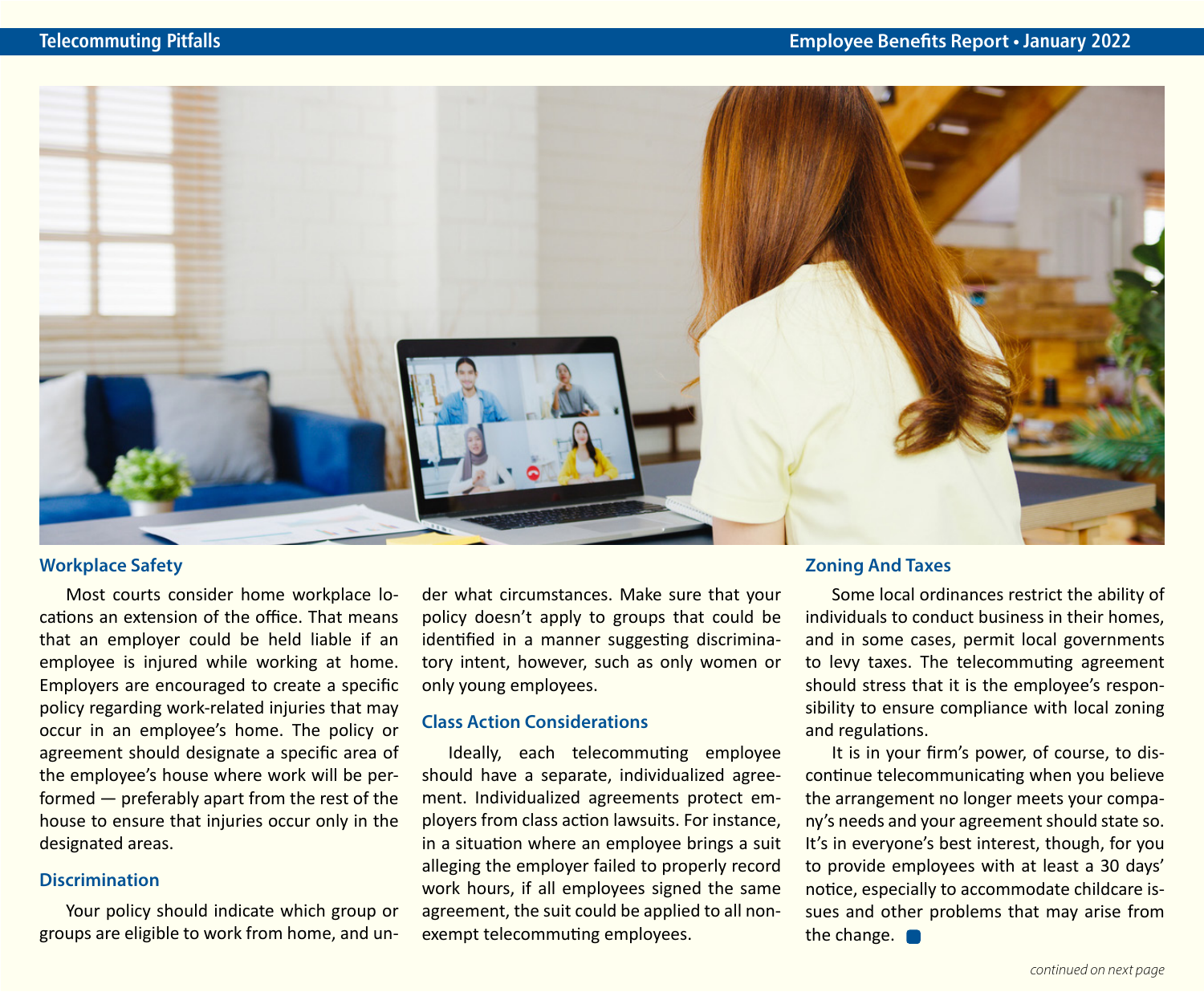## Workplace Safety

Most courts consider home workplace locations an extension of the office. That means that an employer could be held liable if an employee is injured while working at home. Employers are encouraged to create a specific policy regarding work-related injuries that may occur in an employee's home. The policy or agreement should designate a specific area of the employee's house where work will be performed — preferably apart from the rest of the house to ensure that injuries occur only in the designated areas.

## Discrimination

Your policy should indicate which group or groups are eligible to work from home, and under what circumstances. Make sure that your policy doesn't apply to groups that could be identified in a manner suggesting discriminatory intent, however, such as only women or only young employees.

## Class Action Considerations

Ideally, each telecommuting employee should have a separate, individualized agreement. Individualized agreements protect employers from class action lawsuits. For instance, in a situation where an employee brings a suit alleging the employer failed to properly record work hours, if all employees signed the same agreement, the suit could be applied to all nonexempt telecommuting employees.

## Zoning And Taxes

Some local ordinances restrict the ability of individuals to conduct business in their homes, and in some cases, permit local governments to levy taxes. The telecommuting agreement should stress that it is the employee's responsibility to ensure compliance with local zoning and regulations.

It is in your firm's power, of course, to discontinue telecommunicating when you believe the arrangement no longer meets your company's needs and your agreement should state so. It's in everyone's best interest, though, for you to provide employees with at least a 30 days' notice, especially to accommodate childcare issues and other problems that may arise from the change.

*continued on next page*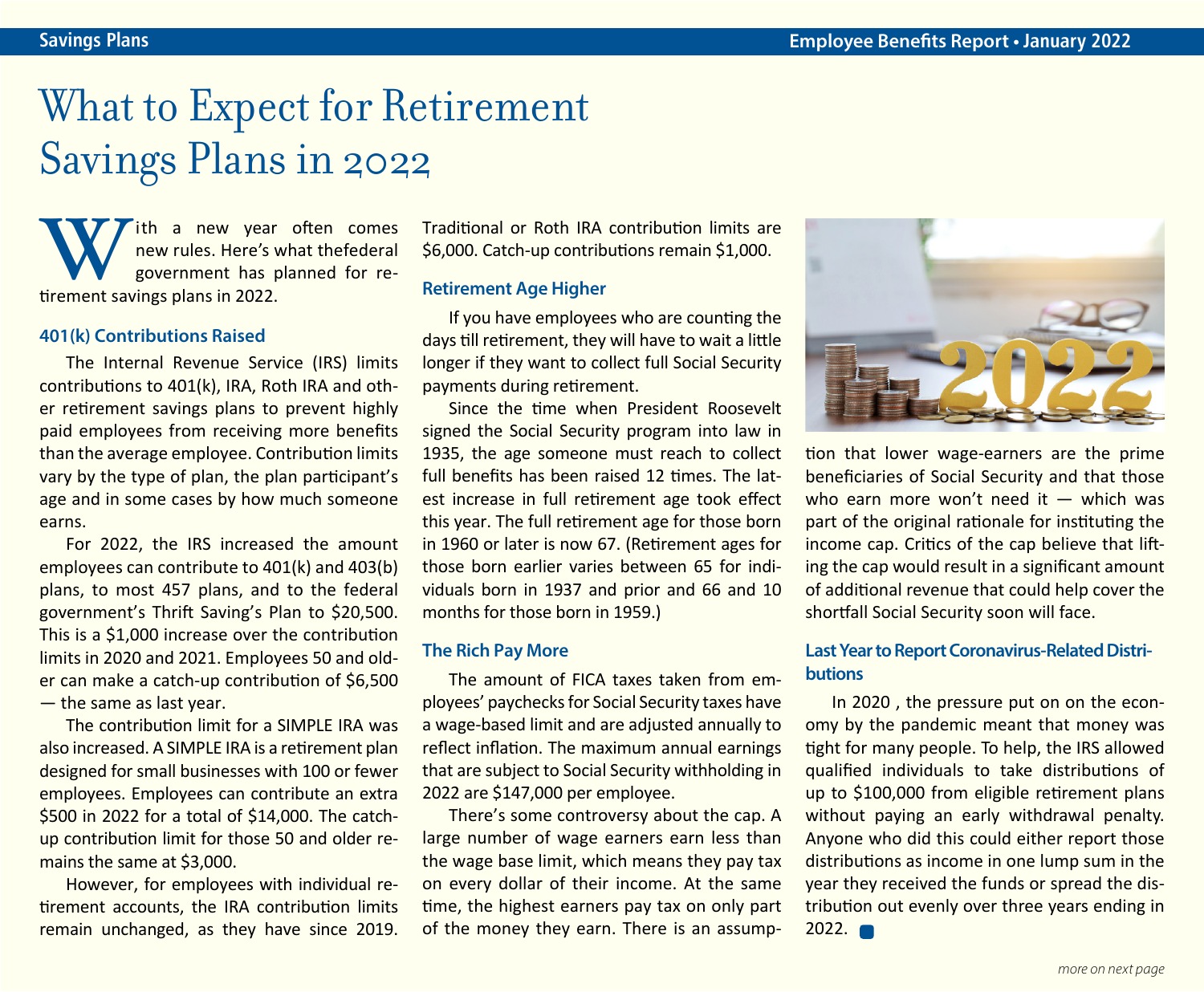# What to Expect for Retirement Savings Plans in 2022

With a new year often comes new rules. Here's what thefederal government has planned for retirement savings plans in 2022.

### 401(k) Contributions Raised

The Internal Revenue Service (IRS) limits contributions to 401(k), IRA, Roth IRA and other retirement savings plans to prevent highly paid employees from receiving more benefits than the average employee. Contribution limits vary by the type of plan, the plan participant's age and in some cases by how much someone earns.

For 2022, the IRS increased the amount employees can contribute to 401(k) and 403(b) plans, to most 457 plans, and to the federal government's Thrift Saving's Plan to $20,500. This is a $1,000 increase over the contribution limits in 2020 and 2021. Employees 50 and older can make a catch-up contribution of $6,500 — the same as last year.

The contribution limit for a SIMPLE IRA was also increased. A SIMPLE IRA is a retirement plan designed for small businesses with 100 or fewer employees. Employees can contribute an extra $500 in 2022 for a total of $14,000. The catch-up contribution limit for those 50 and older remains the same at $3,000.

However, for employees with individual retirement accounts, the IRA contribution limits remain unchanged, as they have since 2019. Traditional or Roth IRA contribution limits are $6,000. Catch-up contributions remain $1,000.

### Retirement Age Higher

If you have employees who are counting the days till retirement, they will have to wait a little longer if they want to collect full Social Security payments during retirement.

Since the time when President Roosevelt signed the Social Security program into law in 1935, the age someone must reach to collect full benefits has been raised 12 times. The latest increase in full retirement age took effect this year. The full retirement age for those born in 1960 or later is now 67. (Retirement ages for those born earlier varies between 65 for individuals born in 1937 and prior and 66 and 10 months for those born in 1959.)

### The Rich Pay More

The amount of FICA taxes taken from employees' paychecks for Social Security taxes have a wage-based limit and are adjusted annually to reflect inflation. The maximum annual earnings that are subject to Social Security withholding in 2022 are $147,000 per employee.

There's some controversy about the cap. A large number of wage earners earn less than the wage base limit, which means they pay tax on every dollar of their income. At the same time, the highest earners pay tax on only part of the money they earn. There is an assumption that lower wage-earners are the prime beneficiaries of Social Security and that those who earn more won't need it — which was part of the original rationale for instituting the income cap. Critics of the cap believe that lifting the cap would result in a significant amount of additional revenue that could help cover the shortfall Social Security soon will face.

### Last Year to Report Coronavirus-Related Distributions

In 2020 , the pressure put on on the economy by the pandemic meant that money was tight for many people. To help, the IRS allowed qualified individuals to take distributions of up to $100,000 from eligible retirement plans without paying an early withdrawal penalty. Anyone who did this could either report those distributions as income in one lump sum in the year they received the funds or spread the distribution out evenly over three years ending in 2022.

*more on next page*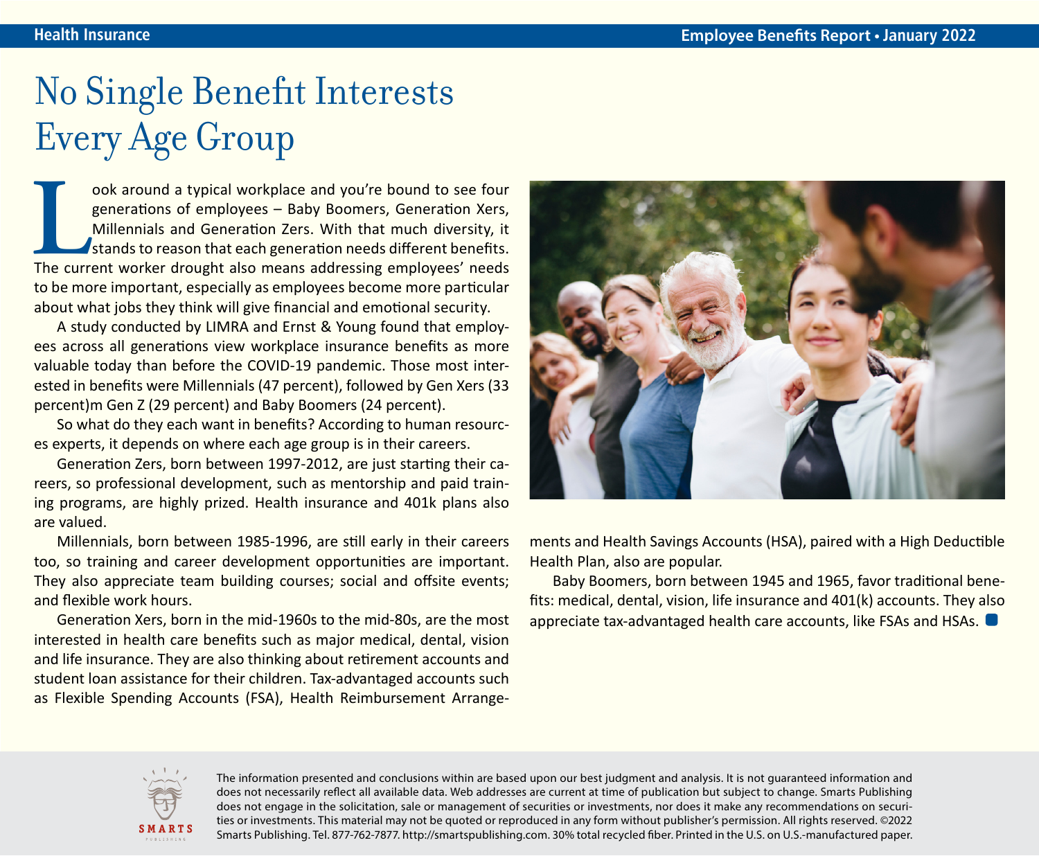# No Single Benefit Interests Every Age Group

Look around a typical workplace and you're bound to see four generations of employees – Baby Boomers, Generation Xers, Millennials and Generation Zers. With that much diversity, it stands to reason that each generation needs different benefits. The current worker drought also means addressing employees' needs to be more important, especially as employees become more particular about what jobs they think will give financial and emotional security.

A study conducted by LIMRA and Ernst & Young found that employees across all generations view workplace insurance benefits as more valuable today than before the COVID-19 pandemic. Those most interested in benefits were Millennials (47 percent), followed by Gen Xers (33 percent)m Gen Z (29 percent) and Baby Boomers (24 percent).

So what do they each want in benefits? According to human resources experts, it depends on where each age group is in their careers.

Generation Zers, born between 1997-2012, are just starting their careers, so professional development, such as mentorship and paid training programs, are highly prized. Health insurance and 401k plans also are valued.

Millennials, born between 1985-1996, are still early in their careers too, so training and career development opportunities are important. They also appreciate team building courses; social and offsite events; and flexible work hours.

Generation Xers, born in the mid-1960s to the mid-80s, are the most interested in health care benefits such as major medical, dental, vision and life insurance. They are also thinking about retirement accounts and student loan assistance for their children. Tax-advantaged accounts such as Flexible Spending Accounts (FSA), Health Reimbursement Arrangements and Health Savings Accounts (HSA), paired with a High Deductible Health Plan, also are popular.

Baby Boomers, born between 1945 and 1965, favor traditional benefits: medical, dental, vision, life insurance and 401(k) accounts. They also appreciate tax-advantaged health care accounts, like FSAs and HSAs.

The information presented and conclusions within are based upon our best judgment and analysis. It is not guaranteed information and does not necessarily reflect all available data. Web addresses are current at time of publication but subject to change. Smarts Publishing does not engage in the solicitation, sale or management of securities or investments, nor does it make any recommendations on securities or investments. This material may not be quoted or reproduced in any form without publisher's permission. All rights reserved. ©2022 Smarts Publishing. Tel. 877-762-7877. http://smartspublishing.com. 30% total recycled fiber. Printed in the U.S. on U.S.-manufactured paper.